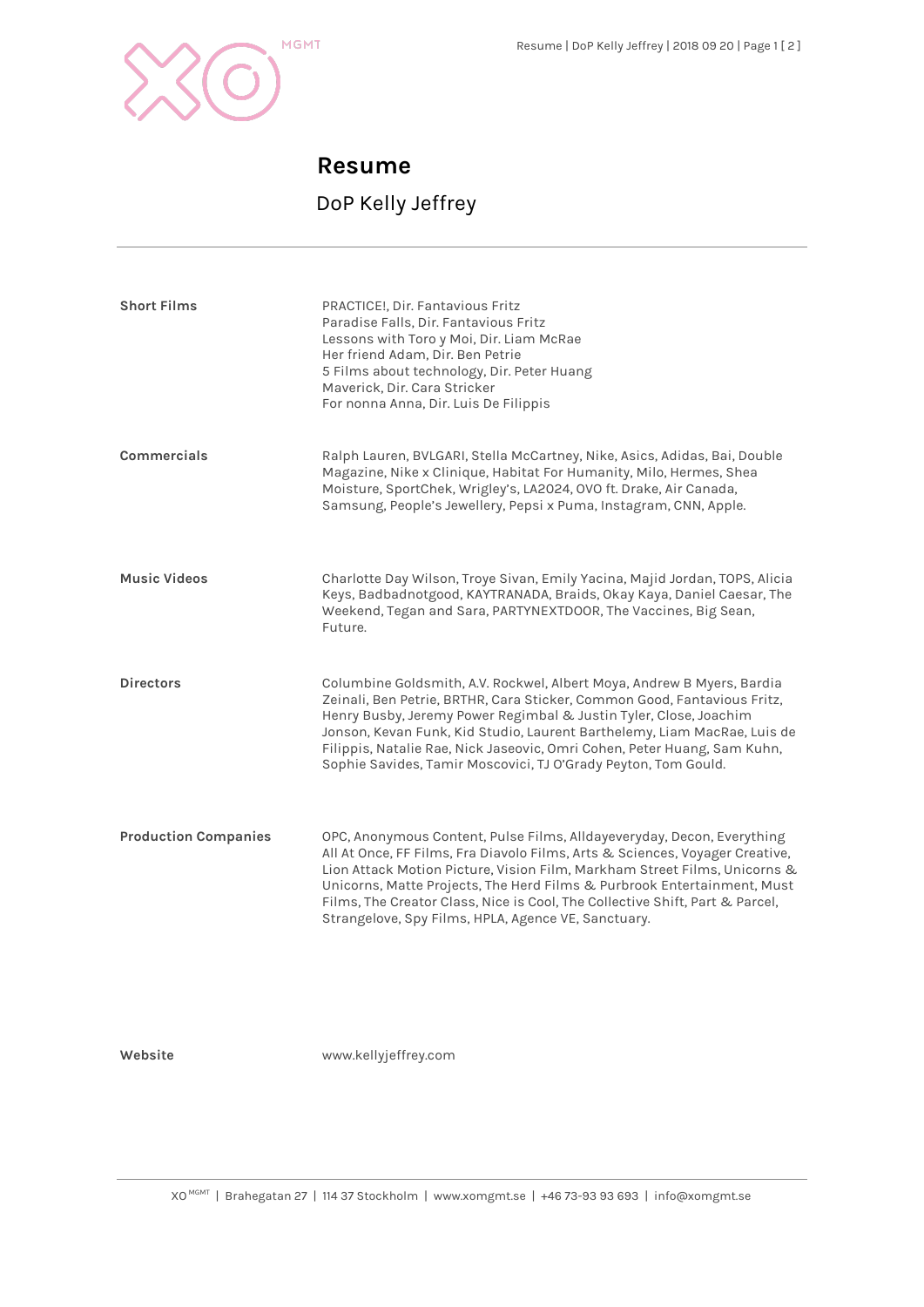# Resume

## DoP Kelly Jeffrey

---

**Short Films**

PRACTICE!, Dir. Fantavious Fritz
Paradise Falls, Dir. Fantavious Fritz
Lessons with Toro y Moi, Dir. Liam McRae
Her friend Adam, Dir. Ben Petrie
5 Films about technology, Dir. Peter Huang
Maverick, Dir. Cara Stricker
For nonna Anna, Dir. Luis De Filippis

**Commercials**

Ralph Lauren, BVLGARI, Stella McCartney, Nike, Asics, Adidas, Bai, Double Magazine, Nike x Clinique, Habitat For Humanity, Milo, Hermes, Shea Moisture, SportChek, Wrigley's, LA2024, OVO ft. Drake, Air Canada, Samsung, People's Jewellery, Pepsi x Puma, Instagram, CNN, Apple.

**Music Videos**

Charlotte Day Wilson, Troye Sivan, Emily Yacina, Majid Jordan, TOPS, Alicia Keys, Badbadnotgood, KAYTRANADA, Braids, Okay Kaya, Daniel Caesar, The Weekend, Tegan and Sara, PARTYNEXTDOOR, The Vaccines, Big Sean, Future.

**Directors**

Columbine Goldsmith, A.V. Rockwel, Albert Moya, Andrew B Myers, Bardia Zeinali, Ben Petrie, BRTHR, Cara Sticker, Common Good, Fantavious Fritz, Henry Busby, Jeremy Power Regimbal & Justin Tyler, Close, Joachim Jonson, Kevan Funk, Kid Studio, Laurent Barthelemy, Liam MacRae, Luis de Filippis, Natalie Rae, Nick Jaseovic, Omri Cohen, Peter Huang, Sam Kuhn, Sophie Savides, Tamir Moscovici, TJ O'Grady Peyton, Tom Gould.

**Production Companies**

OPC, Anonymous Content, Pulse Films, Alldayeveryday, Decon, Everything All At Once, FF Films, Fra Diavolo Films, Arts & Sciences, Voyager Creative, Lion Attack Motion Picture, Vision Film, Markham Street Films, Unicorns & Unicorns, Matte Projects, The Herd Films & Purbrook Entertainment, Must Films, The Creator Class, Nice is Cool, The Collective Shift, Part & Parcel, Strangelove, Spy Films, HPLA, Agence VE, Sanctuary.

**Website**

www.kellyjeffrey.com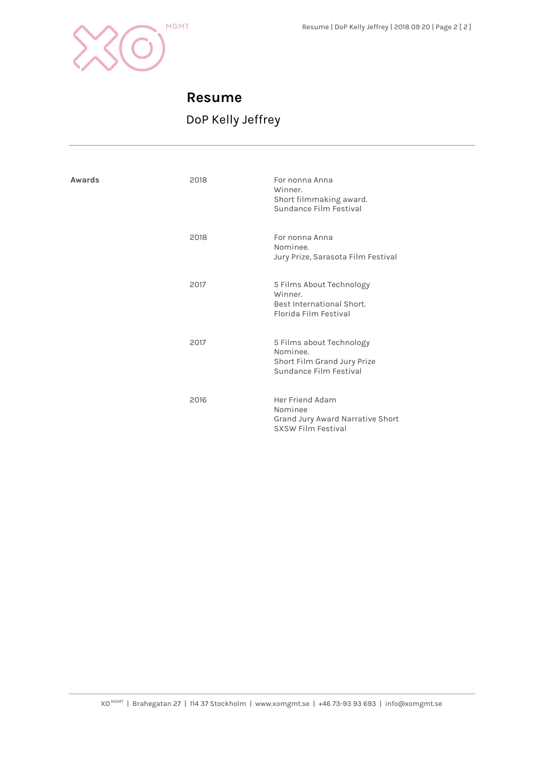# Resume

## DoP Kelly Jeffrey

| | | |
|---|---|---|
| **Awards** | 2018 | For nonna Anna<br>Winner.<br>Short filmmaking award.<br>Sundance Film Festival |
| | 2018 | For nonna Anna<br>Nominee.<br>Jury Prize, Sarasota Film Festival |
| | 2017 | 5 Films About Technology<br>Winner.<br>Best International Short.<br>Florida Film Festival |
| | 2017 | 5 Films about Technology<br>Nominee.<br>Short Film Grand Jury Prize<br>Sundance Film Festival |
| | 2016 | Her Friend Adam<br>Nominee<br>Grand Jury Award Narrative Short<br>SXSW Film Festival |